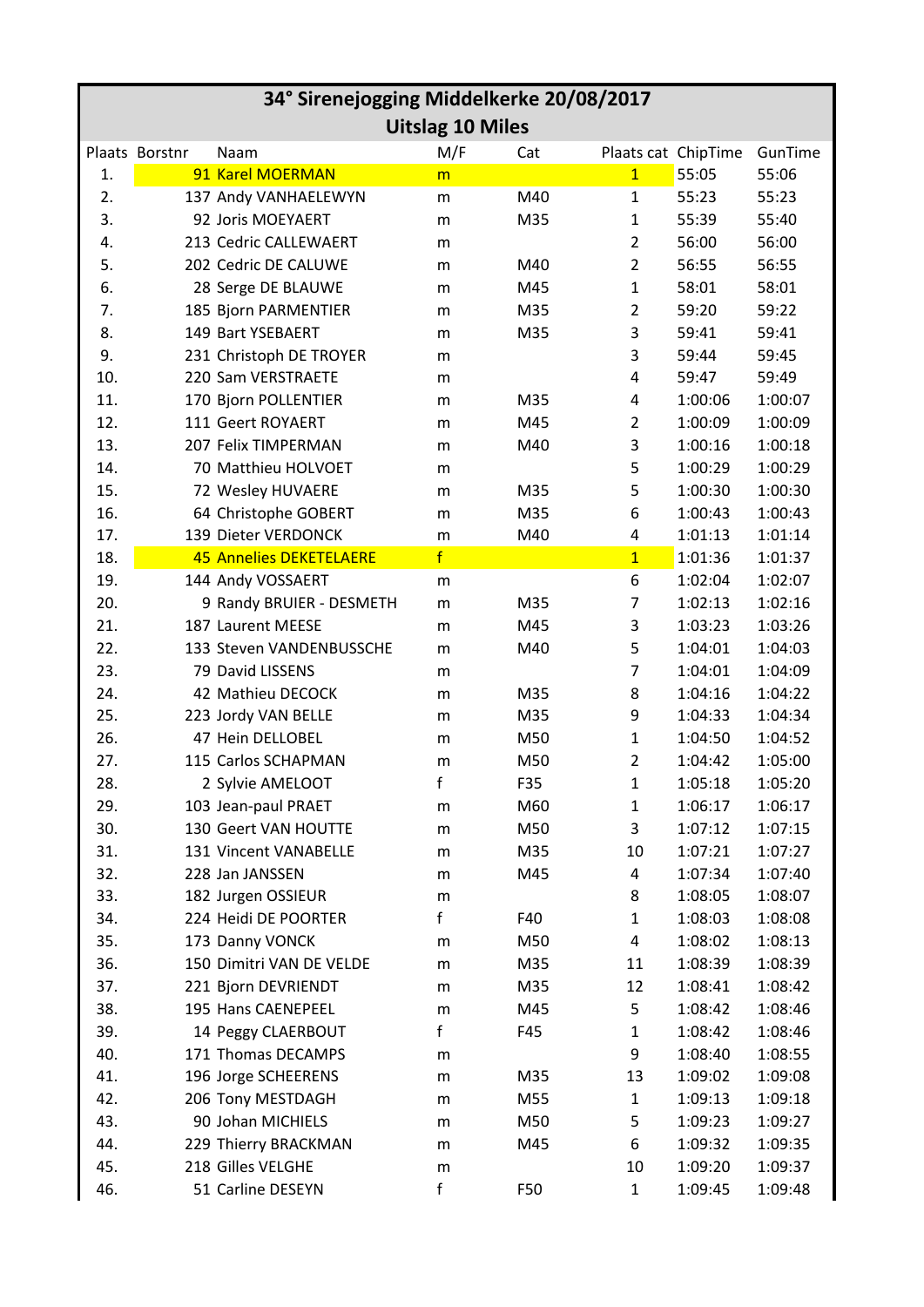# 34° Sirenejogging Middelkerke 20/08/2017

## Uitslag 10 Miles

| Plaats | Borstnr | Naam | M/F | Cat | Plaats cat | ChipTime | GunTime |
|---|---|---|---|---|---|---|---|
| 1. | 91 | Karel MOERMAN | m | | 1 | 55:05 | 55:06 |
| 2. | 137 | Andy VANHAELEWYN | m | M40 | 1 | 55:23 | 55:23 |
| 3. | 92 | Joris MOEYAERT | m | M35 | 1 | 55:39 | 55:40 |
| 4. | 213 | Cedric CALLEWAERT | m | | 2 | 56:00 | 56:00 |
| 5. | 202 | Cedric DE CALUWE | m | M40 | 2 | 56:55 | 56:55 |
| 6. | 28 | Serge DE BLAUWE | m | M45 | 1 | 58:01 | 58:01 |
| 7. | 185 | Bjorn PARMENTIER | m | M35 | 2 | 59:20 | 59:22 |
| 8. | 149 | Bart YSEBAERT | m | M35 | 3 | 59:41 | 59:41 |
| 9. | 231 | Christoph DE TROYER | m | | 3 | 59:44 | 59:45 |
| 10. | 220 | Sam VERSTRAETE | m | | 4 | 59:47 | 59:49 |
| 11. | 170 | Bjorn POLLENTIER | m | M35 | 4 | 1:00:06 | 1:00:07 |
| 12. | 111 | Geert ROYAERT | m | M45 | 2 | 1:00:09 | 1:00:09 |
| 13. | 207 | Felix TIMPERMAN | m | M40 | 3 | 1:00:16 | 1:00:18 |
| 14. | 70 | Matthieu HOLVOET | m | | 5 | 1:00:29 | 1:00:29 |
| 15. | 72 | Wesley HUVAERE | m | M35 | 5 | 1:00:30 | 1:00:30 |
| 16. | 64 | Christophe GOBERT | m | M35 | 6 | 1:00:43 | 1:00:43 |
| 17. | 139 | Dieter VERDONCK | m | M40 | 4 | 1:01:13 | 1:01:14 |
| 18. | 45 | Annelies DEKETELAERE | f | | 1 | 1:01:36 | 1:01:37 |
| 19. | 144 | Andy VOSSAERT | m | | 6 | 1:02:04 | 1:02:07 |
| 20. | 9 | Randy BRUIER - DESMETH | m | M35 | 7 | 1:02:13 | 1:02:16 |
| 21. | 187 | Laurent MEESE | m | M45 | 3 | 1:03:23 | 1:03:26 |
| 22. | 133 | Steven VANDENBUSSCHE | m | M40 | 5 | 1:04:01 | 1:04:03 |
| 23. | 79 | David LISSENS | m | | 7 | 1:04:01 | 1:04:09 |
| 24. | 42 | Mathieu DECOCK | m | M35 | 8 | 1:04:16 | 1:04:22 |
| 25. | 223 | Jordy VAN BELLE | m | M35 | 9 | 1:04:33 | 1:04:34 |
| 26. | 47 | Hein DELLOBEL | m | M50 | 1 | 1:04:50 | 1:04:52 |
| 27. | 115 | Carlos SCHAPMAN | m | M50 | 2 | 1:04:42 | 1:05:00 |
| 28. | 2 | Sylvie AMELOOT | f | F35 | 1 | 1:05:18 | 1:05:20 |
| 29. | 103 | Jean-paul PRAET | m | M60 | 1 | 1:06:17 | 1:06:17 |
| 30. | 130 | Geert VAN HOUTTE | m | M50 | 3 | 1:07:12 | 1:07:15 |
| 31. | 131 | Vincent VANABELLE | m | M35 | 10 | 1:07:21 | 1:07:27 |
| 32. | 228 | Jan JANSSEN | m | M45 | 4 | 1:07:34 | 1:07:40 |
| 33. | 182 | Jurgen OSSIEUR | m | | 8 | 1:08:05 | 1:08:07 |
| 34. | 224 | Heidi DE POORTER | f | F40 | 1 | 1:08:03 | 1:08:08 |
| 35. | 173 | Danny VONCK | m | M50 | 4 | 1:08:02 | 1:08:13 |
| 36. | 150 | Dimitri VAN DE VELDE | m | M35 | 11 | 1:08:39 | 1:08:39 |
| 37. | 221 | Bjorn DEVRIENDT | m | M35 | 12 | 1:08:41 | 1:08:42 |
| 38. | 195 | Hans CAENEPEEL | m | M45 | 5 | 1:08:42 | 1:08:46 |
| 39. | 14 | Peggy CLAERBOUT | f | F45 | 1 | 1:08:42 | 1:08:46 |
| 40. | 171 | Thomas DECAMPS | m | | 9 | 1:08:40 | 1:08:55 |
| 41. | 196 | Jorge SCHEERENS | m | M35 | 13 | 1:09:02 | 1:09:08 |
| 42. | 206 | Tony MESTDAGH | m | M55 | 1 | 1:09:13 | 1:09:18 |
| 43. | 90 | Johan MICHIELS | m | M50 | 5 | 1:09:23 | 1:09:27 |
| 44. | 229 | Thierry BRACKMAN | m | M45 | 6 | 1:09:32 | 1:09:35 |
| 45. | 218 | Gilles VELGHE | m | | 10 | 1:09:20 | 1:09:37 |
| 46. | 51 | Carline DESEYN | f | F50 | 1 | 1:09:45 | 1:09:48 |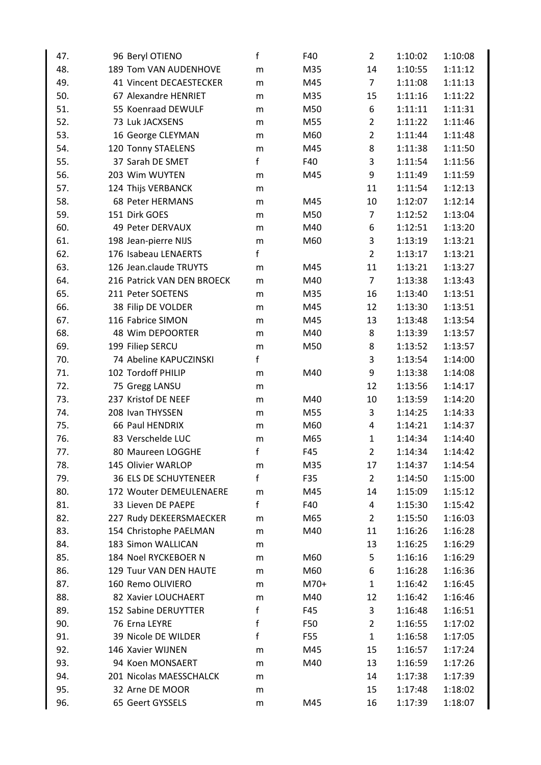| | | | | | | |
|---|---|---|---|---|---|---|
| 47. | 96 Beryl OTIENO | f | F40 | 2 | 1:10:02 | 1:10:08 |
| 48. | 189 Tom VAN AUDENHOVE | m | M35 | 14 | 1:10:55 | 1:11:12 |
| 49. | 41 Vincent DECAESTECKER | m | M45 | 7 | 1:11:08 | 1:11:13 |
| 50. | 67 Alexandre HENRIET | m | M35 | 15 | 1:11:16 | 1:11:22 |
| 51. | 55 Koenraad DEWULF | m | M50 | 6 | 1:11:11 | 1:11:31 |
| 52. | 73 Luk JACXSENS | m | M55 | 2 | 1:11:22 | 1:11:46 |
| 53. | 16 George CLEYMAN | m | M60 | 2 | 1:11:44 | 1:11:48 |
| 54. | 120 Tonny STAELENS | m | M45 | 8 | 1:11:38 | 1:11:50 |
| 55. | 37 Sarah DE SMET | f | F40 | 3 | 1:11:54 | 1:11:56 |
| 56. | 203 Wim WUYTEN | m | M45 | 9 | 1:11:49 | 1:11:59 |
| 57. | 124 Thijs VERBANCK | m | | 11 | 1:11:54 | 1:12:13 |
| 58. | 68 Peter HERMANS | m | M45 | 10 | 1:12:07 | 1:12:14 |
| 59. | 151 Dirk GOES | m | M50 | 7 | 1:12:52 | 1:13:04 |
| 60. | 49 Peter DERVAUX | m | M40 | 6 | 1:12:51 | 1:13:20 |
| 61. | 198 Jean-pierre NIJS | m | M60 | 3 | 1:13:19 | 1:13:21 |
| 62. | 176 Isabeau LENAERTS | f | | 2 | 1:13:17 | 1:13:21 |
| 63. | 126 Jean.claude TRUYTS | m | M45 | 11 | 1:13:21 | 1:13:27 |
| 64. | 216 Patrick VAN DEN BROECK | m | M40 | 7 | 1:13:38 | 1:13:43 |
| 65. | 211 Peter SOETENS | m | M35 | 16 | 1:13:40 | 1:13:51 |
| 66. | 38 Filip DE VOLDER | m | M45 | 12 | 1:13:30 | 1:13:51 |
| 67. | 116 Fabrice SIMON | m | M45 | 13 | 1:13:48 | 1:13:54 |
| 68. | 48 Wim DEPOORTER | m | M40 | 8 | 1:13:39 | 1:13:57 |
| 69. | 199 Filiep SERCU | m | M50 | 8 | 1:13:52 | 1:13:57 |
| 70. | 74 Abeline KAPUCZINSKI | f | | 3 | 1:13:54 | 1:14:00 |
| 71. | 102 Tordoff PHILIP | m | M40 | 9 | 1:13:38 | 1:14:08 |
| 72. | 75 Gregg LANSU | m | | 12 | 1:13:56 | 1:14:17 |
| 73. | 237 Kristof DE NEEF | m | M40 | 10 | 1:13:59 | 1:14:20 |
| 74. | 208 Ivan THYSSEN | m | M55 | 3 | 1:14:25 | 1:14:33 |
| 75. | 66 Paul HENDRIX | m | M60 | 4 | 1:14:21 | 1:14:37 |
| 76. | 83 Verschelde LUC | m | M65 | 1 | 1:14:34 | 1:14:40 |
| 77. | 80 Maureen LOGGHE | f | F45 | 2 | 1:14:34 | 1:14:42 |
| 78. | 145 Olivier WARLOP | m | M35 | 17 | 1:14:37 | 1:14:54 |
| 79. | 36 ELS DE SCHUYTENEER | f | F35 | 2 | 1:14:50 | 1:15:00 |
| 80. | 172 Wouter DEMEULENAERE | m | M45 | 14 | 1:15:09 | 1:15:12 |
| 81. | 33 Lieven DE PAEPE | f | F40 | 4 | 1:15:30 | 1:15:42 |
| 82. | 227 Rudy DEKEERSMAECKER | m | M65 | 2 | 1:15:50 | 1:16:03 |
| 83. | 154 Christophe PAELMAN | m | M40 | 11 | 1:16:26 | 1:16:28 |
| 84. | 183 Simon WALLICAN | m | | 13 | 1:16:25 | 1:16:29 |
| 85. | 184 Noel RYCKEBOER N | m | M60 | 5 | 1:16:16 | 1:16:29 |
| 86. | 129 Tuur VAN DEN HAUTE | m | M60 | 6 | 1:16:28 | 1:16:36 |
| 87. | 160 Remo OLIVIERO | m | M70+ | 1 | 1:16:42 | 1:16:45 |
| 88. | 82 Xavier LOUCHAERT | m | M40 | 12 | 1:16:42 | 1:16:46 |
| 89. | 152 Sabine DERUYTTER | f | F45 | 3 | 1:16:48 | 1:16:51 |
| 90. | 76 Erna LEYRE | f | F50 | 2 | 1:16:55 | 1:17:02 |
| 91. | 39 Nicole DE WILDER | f | F55 | 1 | 1:16:58 | 1:17:05 |
| 92. | 146 Xavier WIJNEN | m | M45 | 15 | 1:16:57 | 1:17:24 |
| 93. | 94 Koen MONSAERT | m | M40 | 13 | 1:16:59 | 1:17:26 |
| 94. | 201 Nicolas MAESSCHALCK | m | | 14 | 1:17:38 | 1:17:39 |
| 95. | 32 Arne DE MOOR | m | | 15 | 1:17:48 | 1:18:02 |
| 96. | 65 Geert GYSSELS | m | M45 | 16 | 1:17:39 | 1:18:07 |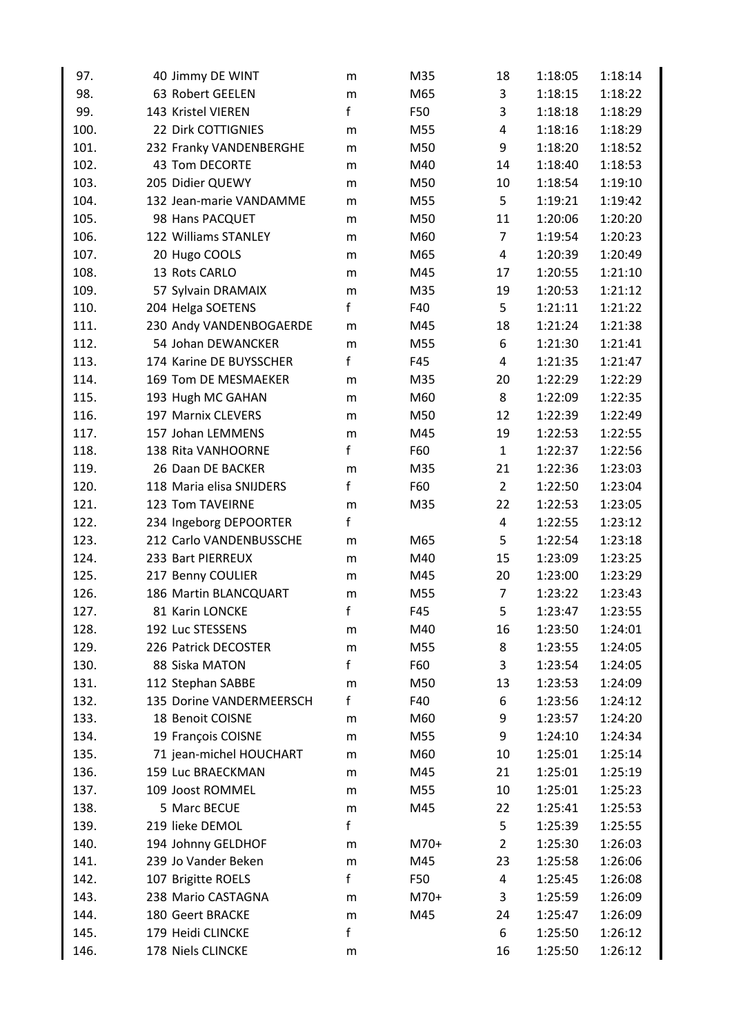| | | | | | | | |
|---|---|---|---|---|---|---|---|
| 97. | 40 | Jimmy DE WINT | m | M35 | 18 | 1:18:05 | 1:18:14 |
| 98. | 63 | Robert GEELEN | m | M65 | 3 | 1:18:15 | 1:18:22 |
| 99. | 143 | Kristel VIEREN | f | F50 | 3 | 1:18:18 | 1:18:29 |
| 100. | 22 | Dirk COTTIGNIES | m | M55 | 4 | 1:18:16 | 1:18:29 |
| 101. | 232 | Franky VANDENBERGHE | m | M50 | 9 | 1:18:20 | 1:18:52 |
| 102. | 43 | Tom DECORTE | m | M40 | 14 | 1:18:40 | 1:18:53 |
| 103. | 205 | Didier QUEWY | m | M50 | 10 | 1:18:54 | 1:19:10 |
| 104. | 132 | Jean-marie VANDAMME | m | M55 | 5 | 1:19:21 | 1:19:42 |
| 105. | 98 | Hans PACQUET | m | M50 | 11 | 1:20:06 | 1:20:20 |
| 106. | 122 | Williams STANLEY | m | M60 | 7 | 1:19:54 | 1:20:23 |
| 107. | 20 | Hugo COOLS | m | M65 | 4 | 1:20:39 | 1:20:49 |
| 108. | 13 | Rots CARLO | m | M45 | 17 | 1:20:55 | 1:21:10 |
| 109. | 57 | Sylvain DRAMAIX | m | M35 | 19 | 1:20:53 | 1:21:12 |
| 110. | 204 | Helga SOETENS | f | F40 | 5 | 1:21:11 | 1:21:22 |
| 111. | 230 | Andy VANDENBOGAERDE | m | M45 | 18 | 1:21:24 | 1:21:38 |
| 112. | 54 | Johan DEWANCKER | m | M55 | 6 | 1:21:30 | 1:21:41 |
| 113. | 174 | Karine DE BUYSSCHER | f | F45 | 4 | 1:21:35 | 1:21:47 |
| 114. | 169 | Tom DE MESMAEKER | m | M35 | 20 | 1:22:29 | 1:22:29 |
| 115. | 193 | Hugh MC GAHAN | m | M60 | 8 | 1:22:09 | 1:22:35 |
| 116. | 197 | Marnix CLEVERS | m | M50 | 12 | 1:22:39 | 1:22:49 |
| 117. | 157 | Johan LEMMENS | m | M45 | 19 | 1:22:53 | 1:22:55 |
| 118. | 138 | Rita VANHOORNE | f | F60 | 1 | 1:22:37 | 1:22:56 |
| 119. | 26 | Daan DE BACKER | m | M35 | 21 | 1:22:36 | 1:23:03 |
| 120. | 118 | Maria elisa SNIJDERS | f | F60 | 2 | 1:22:50 | 1:23:04 |
| 121. | 123 | Tom TAVEIRNE | m | M35 | 22 | 1:22:53 | 1:23:05 |
| 122. | 234 | Ingeborg DEPOORTER | f | | 4 | 1:22:55 | 1:23:12 |
| 123. | 212 | Carlo VANDENBUSSCHE | m | M65 | 5 | 1:22:54 | 1:23:18 |
| 124. | 233 | Bart PIERREUX | m | M40 | 15 | 1:23:09 | 1:23:25 |
| 125. | 217 | Benny COULIER | m | M45 | 20 | 1:23:00 | 1:23:29 |
| 126. | 186 | Martin BLANCQUART | m | M55 | 7 | 1:23:22 | 1:23:43 |
| 127. | 81 | Karin LONCKE | f | F45 | 5 | 1:23:47 | 1:23:55 |
| 128. | 192 | Luc STESSENS | m | M40 | 16 | 1:23:50 | 1:24:01 |
| 129. | 226 | Patrick DECOSTER | m | M55 | 8 | 1:23:55 | 1:24:05 |
| 130. | 88 | Siska MATON | f | F60 | 3 | 1:23:54 | 1:24:05 |
| 131. | 112 | Stephan SABBE | m | M50 | 13 | 1:23:53 | 1:24:09 |
| 132. | 135 | Dorine VANDERMEERSCH | f | F40 | 6 | 1:23:56 | 1:24:12 |
| 133. | 18 | Benoit COISNE | m | M60 | 9 | 1:23:57 | 1:24:20 |
| 134. | 19 | François COISNE | m | M55 | 9 | 1:24:10 | 1:24:34 |
| 135. | 71 | jean-michel HOUCHART | m | M60 | 10 | 1:25:01 | 1:25:14 |
| 136. | 159 | Luc BRAECKMAN | m | M45 | 21 | 1:25:01 | 1:25:19 |
| 137. | 109 | Joost ROMMEL | m | M55 | 10 | 1:25:01 | 1:25:23 |
| 138. | 5 | Marc BECUE | m | M45 | 22 | 1:25:41 | 1:25:53 |
| 139. | 219 | lieke DEMOL | f | | 5 | 1:25:39 | 1:25:55 |
| 140. | 194 | Johnny GELDHOF | m | M70+ | 2 | 1:25:30 | 1:26:03 |
| 141. | 239 | Jo Vander Beken | m | M45 | 23 | 1:25:58 | 1:26:06 |
| 142. | 107 | Brigitte ROELS | f | F50 | 4 | 1:25:45 | 1:26:08 |
| 143. | 238 | Mario CASTAGNA | m | M70+ | 3 | 1:25:59 | 1:26:09 |
| 144. | 180 | Geert BRACKE | m | M45 | 24 | 1:25:47 | 1:26:09 |
| 145. | 179 | Heidi CLINCKE | f | | 6 | 1:25:50 | 1:26:12 |
| 146. | 178 | Niels CLINCKE | m | | 16 | 1:25:50 | 1:26:12 |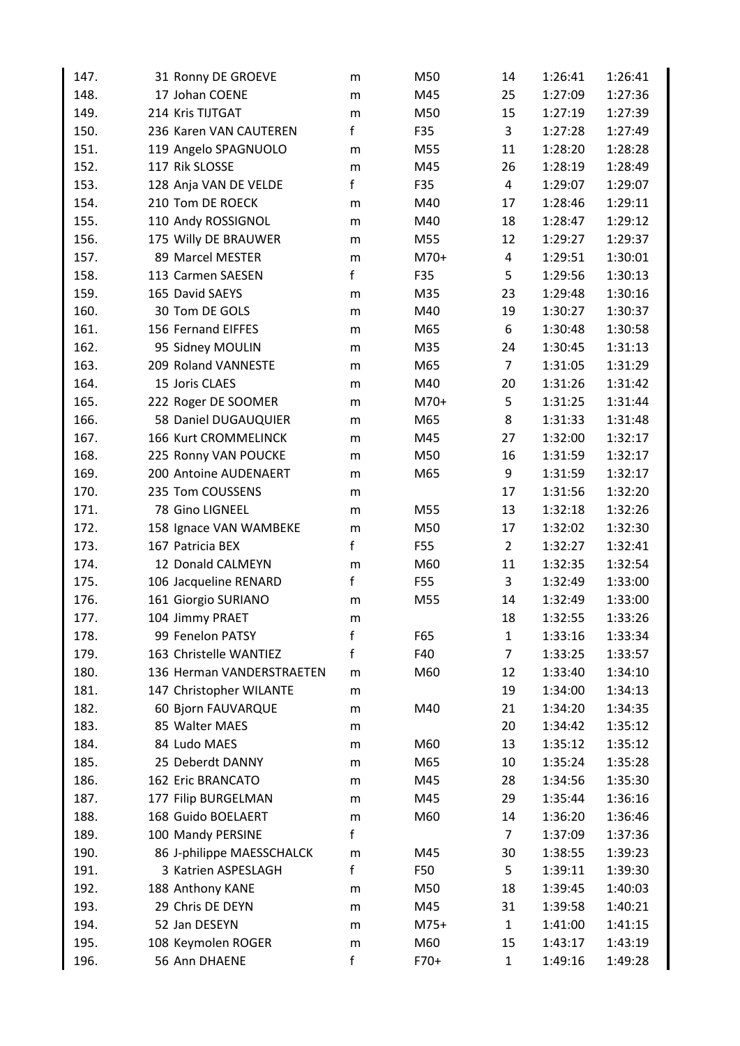| | | | | | | | |
|---|---|---|---|---|---|---|---|
| 147. | 31 | Ronny DE GROEVE | m | M50 | 14 | 1:26:41 | 1:26:41 |
| 148. | 17 | Johan COENE | m | M45 | 25 | 1:27:09 | 1:27:36 |
| 149. | 214 | Kris TIJTGAT | m | M50 | 15 | 1:27:19 | 1:27:39 |
| 150. | 236 | Karen VAN CAUTEREN | f | F35 | 3 | 1:27:28 | 1:27:49 |
| 151. | 119 | Angelo SPAGNUOLO | m | M55 | 11 | 1:28:20 | 1:28:28 |
| 152. | 117 | Rik SLOSSE | m | M45 | 26 | 1:28:19 | 1:28:49 |
| 153. | 128 | Anja VAN DE VELDE | f | F35 | 4 | 1:29:07 | 1:29:07 |
| 154. | 210 | Tom DE ROECK | m | M40 | 17 | 1:28:46 | 1:29:11 |
| 155. | 110 | Andy ROSSIGNOL | m | M40 | 18 | 1:28:47 | 1:29:12 |
| 156. | 175 | Willy DE BRAUWER | m | M55 | 12 | 1:29:27 | 1:29:37 |
| 157. | 89 | Marcel MESTER | m | M70+ | 4 | 1:29:51 | 1:30:01 |
| 158. | 113 | Carmen SAESEN | f | F35 | 5 | 1:29:56 | 1:30:13 |
| 159. | 165 | David SAEYS | m | M35 | 23 | 1:29:48 | 1:30:16 |
| 160. | 30 | Tom DE GOLS | m | M40 | 19 | 1:30:27 | 1:30:37 |
| 161. | 156 | Fernand EIFFES | m | M65 | 6 | 1:30:48 | 1:30:58 |
| 162. | 95 | Sidney MOULIN | m | M35 | 24 | 1:30:45 | 1:31:13 |
| 163. | 209 | Roland VANNESTE | m | M65 | 7 | 1:31:05 | 1:31:29 |
| 164. | 15 | Joris CLAES | m | M40 | 20 | 1:31:26 | 1:31:42 |
| 165. | 222 | Roger DE SOOMER | m | M70+ | 5 | 1:31:25 | 1:31:44 |
| 166. | 58 | Daniel DUGAUQUIER | m | M65 | 8 | 1:31:33 | 1:31:48 |
| 167. | 166 | Kurt CROMMELINCK | m | M45 | 27 | 1:32:00 | 1:32:17 |
| 168. | 225 | Ronny VAN POUCKE | m | M50 | 16 | 1:31:59 | 1:32:17 |
| 169. | 200 | Antoine AUDENAERT | m | M65 | 9 | 1:31:59 | 1:32:17 |
| 170. | 235 | Tom COUSSENS | m | | 17 | 1:31:56 | 1:32:20 |
| 171. | 78 | Gino LIGNEEL | m | M55 | 13 | 1:32:18 | 1:32:26 |
| 172. | 158 | Ignace VAN WAMBEKE | m | M50 | 17 | 1:32:02 | 1:32:30 |
| 173. | 167 | Patricia BEX | f | F55 | 2 | 1:32:27 | 1:32:41 |
| 174. | 12 | Donald CALMEYN | m | M60 | 11 | 1:32:35 | 1:32:54 |
| 175. | 106 | Jacqueline RENARD | f | F55 | 3 | 1:32:49 | 1:33:00 |
| 176. | 161 | Giorgio SURIANO | m | M55 | 14 | 1:32:49 | 1:33:00 |
| 177. | 104 | Jimmy PRAET | m | | 18 | 1:32:55 | 1:33:26 |
| 178. | 99 | Fenelon PATSY | f | F65 | 1 | 1:33:16 | 1:33:34 |
| 179. | 163 | Christelle WANTIEZ | f | F40 | 7 | 1:33:25 | 1:33:57 |
| 180. | 136 | Herman VANDERSTRAETEN | m | M60 | 12 | 1:33:40 | 1:34:10 |
| 181. | 147 | Christopher WILANTE | m | | 19 | 1:34:00 | 1:34:13 |
| 182. | 60 | Bjorn FAUVARQUE | m | M40 | 21 | 1:34:20 | 1:34:35 |
| 183. | 85 | Walter MAES | m | | 20 | 1:34:42 | 1:35:12 |
| 184. | 84 | Ludo MAES | m | M60 | 13 | 1:35:12 | 1:35:12 |
| 185. | 25 | Deberdt DANNY | m | M65 | 10 | 1:35:24 | 1:35:28 |
| 186. | 162 | Eric BRANCATO | m | M45 | 28 | 1:34:56 | 1:35:30 |
| 187. | 177 | Filip BURGELMAN | m | M45 | 29 | 1:35:44 | 1:36:16 |
| 188. | 168 | Guido BOELAERT | m | M60 | 14 | 1:36:20 | 1:36:46 |
| 189. | 100 | Mandy PERSINE | f | | 7 | 1:37:09 | 1:37:36 |
| 190. | 86 | J-philippe MAESSCHALCK | m | M45 | 30 | 1:38:55 | 1:39:23 |
| 191. | 3 | Katrien ASPESLAGH | f | F50 | 5 | 1:39:11 | 1:39:30 |
| 192. | 188 | Anthony KANE | m | M50 | 18 | 1:39:45 | 1:40:03 |
| 193. | 29 | Chris DE DEYN | m | M45 | 31 | 1:39:58 | 1:40:21 |
| 194. | 52 | Jan DESEYN | m | M75+ | 1 | 1:41:00 | 1:41:15 |
| 195. | 108 | Keymolen ROGER | m | M60 | 15 | 1:43:17 | 1:43:19 |
| 196. | 56 | Ann DHAENE | f | F70+ | 1 | 1:49:16 | 1:49:28 |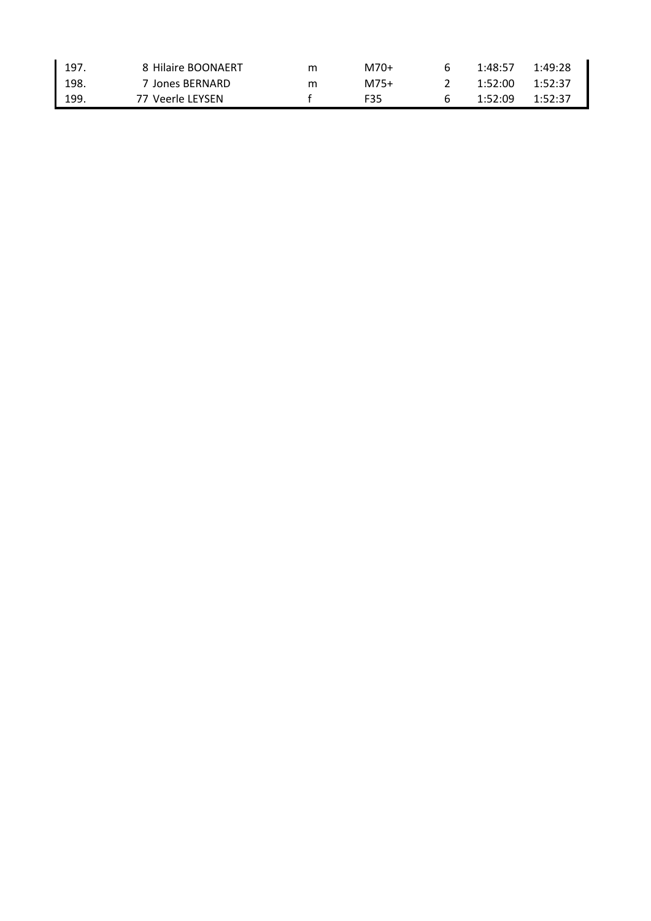| | | | | | | | |
|---|---|---|---|---|---|---|---|
| 197. | 8 | Hilaire BOONAERT | m | M70+ | 6 | 1:48:57 | 1:49:28 |
| 198. | 7 | Jones BERNARD | m | M75+ | 2 | 1:52:00 | 1:52:37 |
| 199. | 77 | Veerle LEYSEN | f | F35 | 6 | 1:52:09 | 1:52:37 |